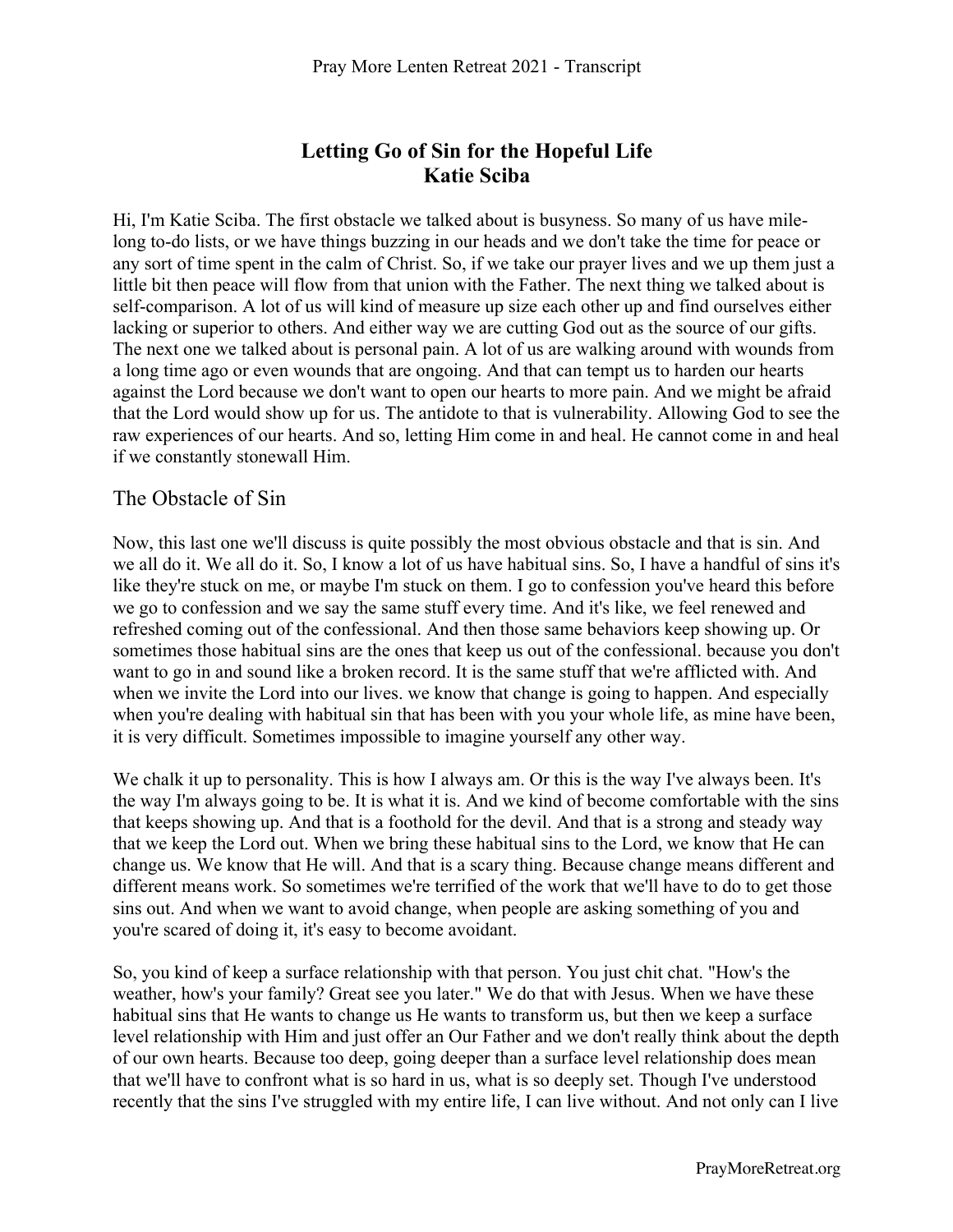# Letting Go of Sin for the Hopeful Life
**Katie Sciba**

Hi, I'm Katie Sciba. The first obstacle we talked about is busyness. So many of us have mile-long to-do lists, or we have things buzzing in our heads and we don't take the time for peace or any sort of time spent in the calm of Christ. So, if we take our prayer lives and we up them just a little bit then peace will flow from that union with the Father. The next thing we talked about is self-comparison. A lot of us will kind of measure up size each other up and find ourselves either lacking or superior to others. And either way we are cutting God out as the source of our gifts. The next one we talked about is personal pain. A lot of us are walking around with wounds from a long time ago or even wounds that are ongoing. And that can tempt us to harden our hearts against the Lord because we don't want to open our hearts to more pain. And we might be afraid that the Lord would show up for us. The antidote to that is vulnerability. Allowing God to see the raw experiences of our hearts. And so, letting Him come in and heal. He cannot come in and heal if we constantly stonewall Him.

## The Obstacle of Sin

Now, this last one we'll discuss is quite possibly the most obvious obstacle and that is sin. And we all do it. We all do it. So, I know a lot of us have habitual sins. So, I have a handful of sins it's like they're stuck on me, or maybe I'm stuck on them. I go to confession you've heard this before we go to confession and we say the same stuff every time. And it's like, we feel renewed and refreshed coming out of the confessional. And then those same behaviors keep showing up. Or sometimes those habitual sins are the ones that keep us out of the confessional. because you don't want to go in and sound like a broken record. It is the same stuff that we're afflicted with. And when we invite the Lord into our lives. we know that change is going to happen. And especially when you're dealing with habitual sin that has been with you your whole life, as mine have been, it is very difficult. Sometimes impossible to imagine yourself any other way.

We chalk it up to personality. This is how I always am. Or this is the way I've always been. It's the way I'm always going to be. It is what it is. And we kind of become comfortable with the sins that keeps showing up. And that is a foothold for the devil. And that is a strong and steady way that we keep the Lord out. When we bring these habitual sins to the Lord, we know that He can change us. We know that He will. And that is a scary thing. Because change means different and different means work. So sometimes we're terrified of the work that we'll have to do to get those sins out. And when we want to avoid change, when people are asking something of you and you're scared of doing it, it's easy to become avoidant.

So, you kind of keep a surface relationship with that person. You just chit chat. "How's the weather, how's your family? Great see you later." We do that with Jesus. When we have these habitual sins that He wants to change us He wants to transform us, but then we keep a surface level relationship with Him and just offer an Our Father and we don't really think about the depth of our own hearts. Because too deep, going deeper than a surface level relationship does mean that we'll have to confront what is so hard in us, what is so deeply set. Though I've understood recently that the sins I've struggled with my entire life, I can live without. And not only can I live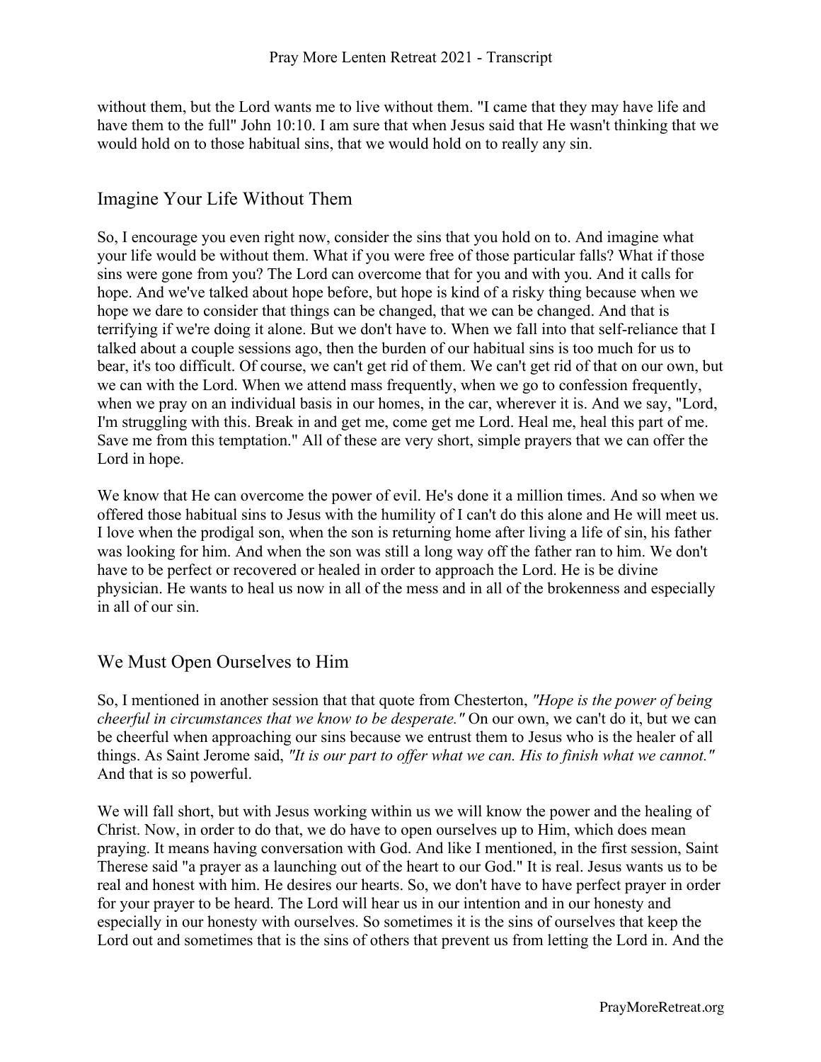without them, but the Lord wants me to live without them. "I came that they may have life and have them to the full" John 10:10. I am sure that when Jesus said that He wasn't thinking that we would hold on to those habitual sins, that we would hold on to really any sin.

## Imagine Your Life Without Them

So, I encourage you even right now, consider the sins that you hold on to. And imagine what your life would be without them. What if you were free of those particular falls? What if those sins were gone from you? The Lord can overcome that for you and with you. And it calls for hope. And we've talked about hope before, but hope is kind of a risky thing because when we hope we dare to consider that things can be changed, that we can be changed. And that is terrifying if we're doing it alone. But we don't have to. When we fall into that self-reliance that I talked about a couple sessions ago, then the burden of our habitual sins is too much for us to bear, it's too difficult. Of course, we can't get rid of them. We can't get rid of that on our own, but we can with the Lord. When we attend mass frequently, when we go to confession frequently, when we pray on an individual basis in our homes, in the car, wherever it is. And we say, "Lord, I'm struggling with this. Break in and get me, come get me Lord. Heal me, heal this part of me. Save me from this temptation." All of these are very short, simple prayers that we can offer the Lord in hope.

We know that He can overcome the power of evil. He's done it a million times. And so when we offered those habitual sins to Jesus with the humility of I can't do this alone and He will meet us. I love when the prodigal son, when the son is returning home after living a life of sin, his father was looking for him. And when the son was still a long way off the father ran to him. We don't have to be perfect or recovered or healed in order to approach the Lord. He is be divine physician. He wants to heal us now in all of the mess and in all of the brokenness and especially in all of our sin.

## We Must Open Ourselves to Him

So, I mentioned in another session that that quote from Chesterton, *"Hope is the power of being cheerful in circumstances that we know to be desperate."* On our own, we can't do it, but we can be cheerful when approaching our sins because we entrust them to Jesus who is the healer of all things. As Saint Jerome said, *"It is our part to offer what we can. His to finish what we cannot."* And that is so powerful.

We will fall short, but with Jesus working within us we will know the power and the healing of Christ. Now, in order to do that, we do have to open ourselves up to Him, which does mean praying. It means having conversation with God. And like I mentioned, in the first session, Saint Therese said "a prayer as a launching out of the heart to our God." It is real. Jesus wants us to be real and honest with him. He desires our hearts. So, we don't have to have perfect prayer in order for your prayer to be heard. The Lord will hear us in our intention and in our honesty and especially in our honesty with ourselves. So sometimes it is the sins of ourselves that keep the Lord out and sometimes that is the sins of others that prevent us from letting the Lord in. And the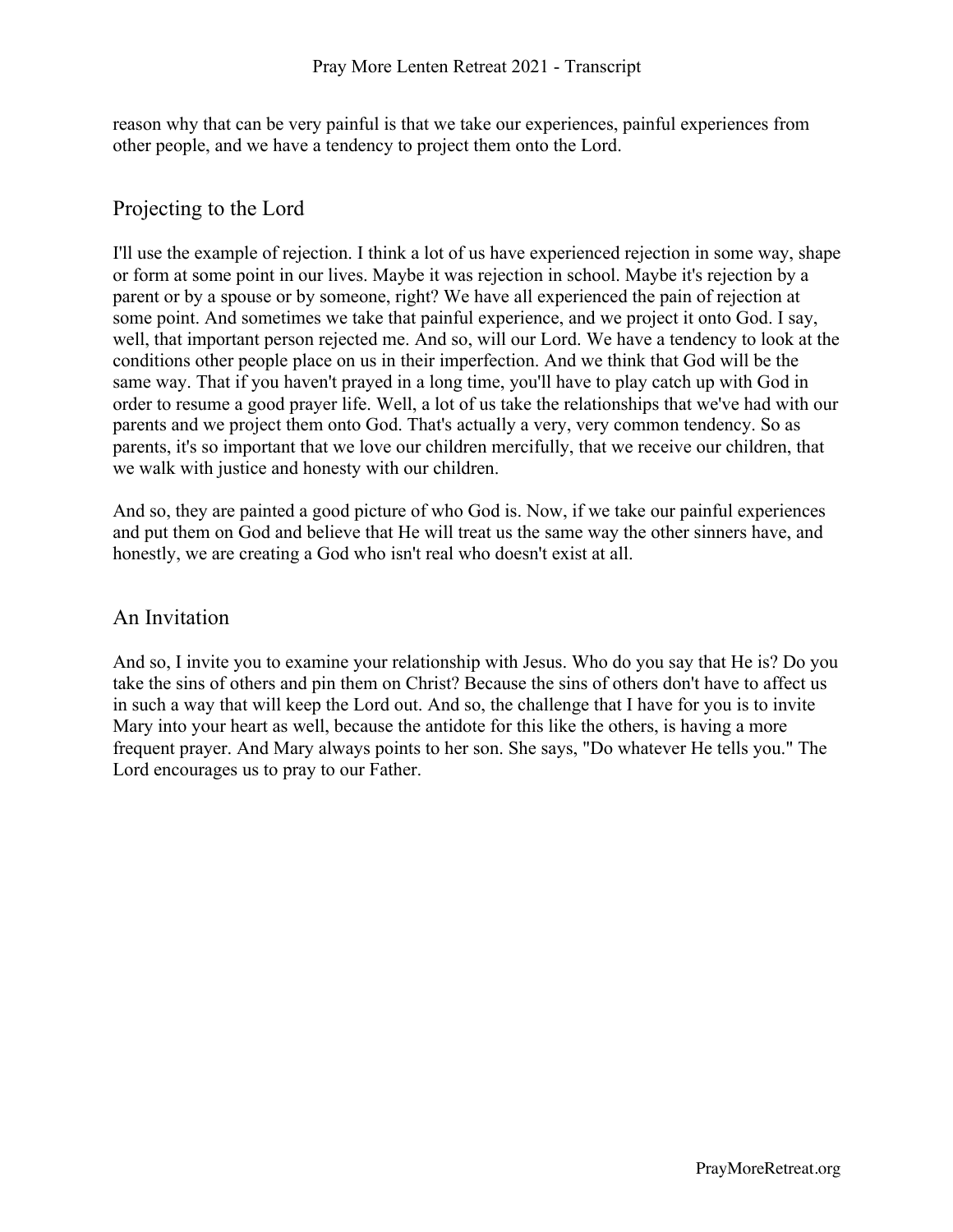reason why that can be very painful is that we take our experiences, painful experiences from other people, and we have a tendency to project them onto the Lord.

## Projecting to the Lord

I'll use the example of rejection. I think a lot of us have experienced rejection in some way, shape or form at some point in our lives. Maybe it was rejection in school. Maybe it's rejection by a parent or by a spouse or by someone, right? We have all experienced the pain of rejection at some point. And sometimes we take that painful experience, and we project it onto God. I say, well, that important person rejected me. And so, will our Lord. We have a tendency to look at the conditions other people place on us in their imperfection. And we think that God will be the same way. That if you haven't prayed in a long time, you'll have to play catch up with God in order to resume a good prayer life. Well, a lot of us take the relationships that we've had with our parents and we project them onto God. That's actually a very, very common tendency. So as parents, it's so important that we love our children mercifully, that we receive our children, that we walk with justice and honesty with our children.

And so, they are painted a good picture of who God is. Now, if we take our painful experiences and put them on God and believe that He will treat us the same way the other sinners have, and honestly, we are creating a God who isn't real who doesn't exist at all.

## An Invitation

And so, I invite you to examine your relationship with Jesus. Who do you say that He is? Do you take the sins of others and pin them on Christ? Because the sins of others don't have to affect us in such a way that will keep the Lord out. And so, the challenge that I have for you is to invite Mary into your heart as well, because the antidote for this like the others, is having a more frequent prayer. And Mary always points to her son. She says, "Do whatever He tells you." The Lord encourages us to pray to our Father.